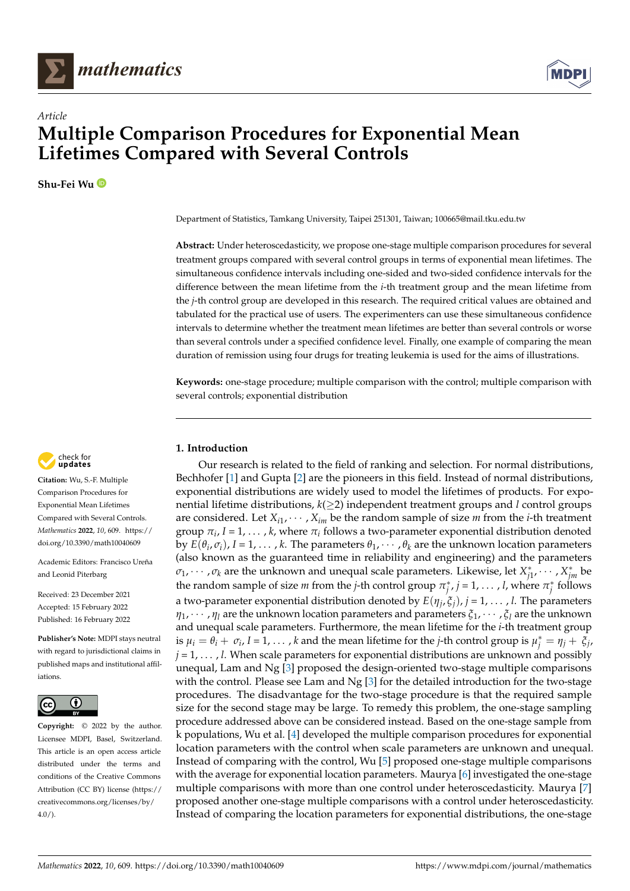*Article*

# Multiple Comparison Procedures for Exponential Mean Lifetimes Compared with Several Controls

**Shu-Fei Wu**

Department of Statistics, Tamkang University, Taipei 251301, Taiwan; 100665@mail.tku.edu.tw

**Abstract:** Under heteroscedasticity, we propose one-stage multiple comparison procedures for several treatment groups compared with several control groups in terms of exponential mean lifetimes. The simultaneous confidence intervals including one-sided and two-sided confidence intervals for the difference between the mean lifetime from the $i$-th treatment group and the mean lifetime from the $j$-th control group are developed in this research. The required critical values are obtained and tabulated for the practical use of users. The experimenters can use these simultaneous confidence intervals to determine whether the treatment mean lifetimes are better than several controls or worse than several controls under a specified confidence level. Finally, one example of comparing the mean duration of remission using four drugs for treating leukemia is used for the aims of illustrations.

**Keywords:** one-stage procedure; multiple comparison with the control; multiple comparison with several controls; exponential distribution

**Citation:** Wu, S.-F. Multiple Comparison Procedures for Exponential Mean Lifetimes Compared with Several Controls. *Mathematics* **2022**, *10*, 609. https://doi.org/10.3390/math10040609

Academic Editors: Francisco Ureña and Leonid Piterbarg

Received: 23 December 2021
Accepted: 15 February 2022
Published: 16 February 2022

**Publisher's Note:** MDPI stays neutral with regard to jurisdictional claims in published maps and institutional affiliations.

**Copyright:** © 2022 by the author. Licensee MDPI, Basel, Switzerland. This article is an open access article distributed under the terms and conditions of the Creative Commons Attribution (CC BY) license (https://creativecommons.org/licenses/by/4.0/).

## 1. Introduction

Our research is related to the field of ranking and selection. For normal distributions, Bechhofer [1] and Gupta [2] are the pioneers in this field. Instead of normal distributions, exponential distributions are widely used to model the lifetimes of products. For exponential lifetime distributions, $k(\geq 2)$ independent treatment groups and $l$ control groups are considered. Let $X_{i1}, \cdots, X_{im}$ be the random sample of size $m$ from the $i$-th treatment group $\pi_i$, $I = 1, \ldots, k$, where $\pi_i$ follows a two-parameter exponential distribution denoted by $E(\theta_i, \sigma_i)$, $I = 1, \ldots, k$. The parameters $\theta_1, \cdots, \theta_k$ are the unknown location parameters (also known as the guaranteed time in reliability and engineering) and the parameters $\sigma_1, \cdots, \sigma_k$ are the unknown and unequal scale parameters. Likewise, let $X^*_{j1}, \cdots, X^*_{jm}$ be the random sample of size $m$ from the $j$-th control group $\pi^*_j$, $j = 1, \ldots, l$, where $\pi^*_j$ follows a two-parameter exponential distribution denoted by $E(\eta_j, \xi_j)$, $j = 1, \ldots, l$. The parameters $\eta_1, \cdots, \eta_l$ are the unknown location parameters and parameters $\xi_1, \cdots, \xi_l$ are the unknown and unequal scale parameters. Furthermore, the mean lifetime for the $i$-th treatment group is $\mu_i = \theta_i + \sigma_i$, $I = 1, \ldots, k$ and the mean lifetime for the $j$-th control group is $\mu^*_j = \eta_j + \xi_j$, $j = 1, \ldots, l$. When scale parameters for exponential distributions are unknown and possibly unequal, Lam and Ng [3] proposed the design-oriented two-stage multiple comparisons with the control. Please see Lam and Ng [3] for the detailed introduction for the two-stage procedures. The disadvantage for the two-stage procedure is that the required sample size for the second stage may be large. To remedy this problem, the one-stage sampling procedure addressed above can be considered instead. Based on the one-stage sample from k populations, Wu et al. [4] developed the multiple comparison procedures for exponential location parameters with the control when scale parameters are unknown and unequal. Instead of comparing with the control, Wu [5] proposed one-stage multiple comparisons with the average for exponential location parameters. Maurya [6] investigated the one-stage multiple comparisons with more than one control under heteroscedasticity. Maurya [7] proposed another one-stage multiple comparisons with a control under heteroscedasticity. Instead of comparing the location parameters for exponential distributions, the one-stage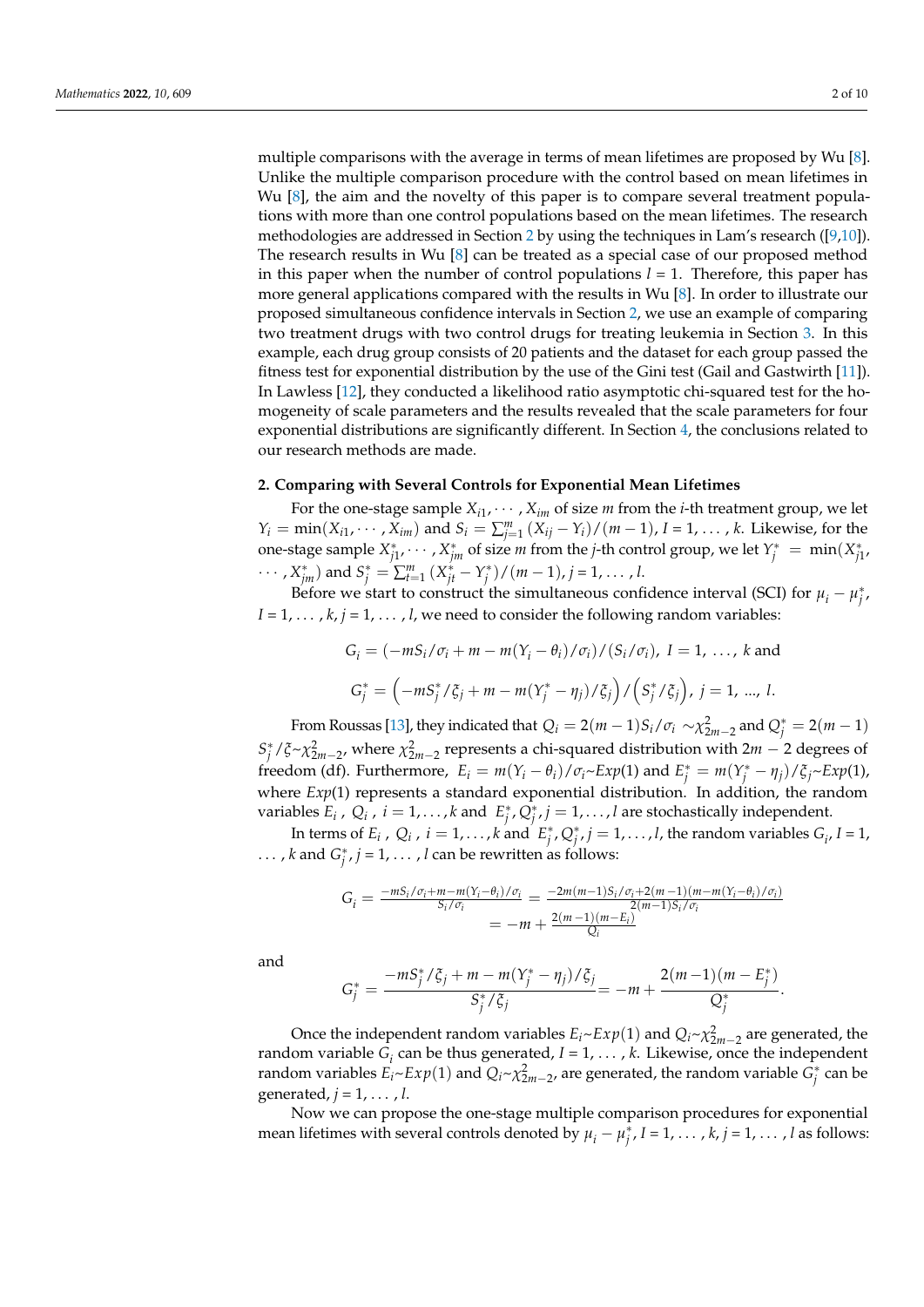multiple comparisons with the average in terms of mean lifetimes are proposed by Wu [8]. Unlike the multiple comparison procedure with the control based on mean lifetimes in Wu [8], the aim and the novelty of this paper is to compare several treatment populations with more than one control populations based on the mean lifetimes. The research methodologies are addressed in Section 2 by using the techniques in Lam's research ([9,10]). The research results in Wu [8] can be treated as a special case of our proposed method in this paper when the number of control populations $l$ = 1. Therefore, this paper has more general applications compared with the results in Wu [8]. In order to illustrate our proposed simultaneous confidence intervals in Section 2, we use an example of comparing two treatment drugs with two control drugs for treating leukemia in Section 3. In this example, each drug group consists of 20 patients and the dataset for each group passed the fitness test for exponential distribution by the use of the Gini test (Gail and Gastwirth [11]). In Lawless [12], they conducted a likelihood ratio asymptotic chi-squared test for the homogeneity of scale parameters and the results revealed that the scale parameters for four exponential distributions are significantly different. In Section 4, the conclusions related to our research methods are made.

## 2. Comparing with Several Controls for Exponential Mean Lifetimes

For the one-stage sample $X_{i1}, \cdots, X_{im}$ of size $m$ from the $i$-th treatment group, we let $Y_i = \min(X_{i1}, \cdots, X_{im})$ and $S_i = \sum_{j=1}^{m}(X_{ij} - Y_i)/(m-1)$, $I = 1, \ldots, k$. Likewise, for the one-stage sample $X^*_{j1}, \cdots, X^*_{jm}$ of size $m$ from the $j$-th control group, we let $Y^*_j = \min(X^*_{j1}, \cdots, X^*_{jm})$ and $S^*_j = \sum_{t=1}^{m}(X^*_{jt} - Y^*_j)/(m-1)$, $j = 1, \ldots, l$.

Before we start to construct the simultaneous confidence interval (SCI) for $\mu_i - \mu^*_j$, $I = 1, \ldots, k, j = 1, \ldots, l$, we need to consider the following random variables:

$$G_i = (-mS_i/\sigma_i + m - m(Y_i - \theta_i)/\sigma_i)/(S_i/\sigma_i),\ I = 1,\ \ldots,\ k \text{ and}$$

$$G^*_j = \left(-mS^*_j/\xi_j + m - m(Y^*_j - \eta_j)/\xi_j\right)/\left(S^*_j/\xi_j\right),\ j = 1,\ \ldots,\ l.$$

From Roussas [13], they indicated that $Q_i = 2(m-1)S_i/\sigma_i \sim \chi^2_{2m-2}$ and $Q^*_j = 2(m-1)S^*_j/\xi \sim \chi^2_{2m-2}$, where $\chi^2_{2m-2}$ represents a chi-squared distribution with $2m-2$ degrees of freedom (df). Furthermore, $E_i = m(Y_i - \theta_i)/\sigma_i \sim Exp(1)$ and $E^*_j = m(Y^*_j - \eta_j)/\xi_j \sim Exp(1)$, where $Exp(1)$ represents a standard exponential distribution. In addition, the random variables $E_i$, $Q_i$, $i = 1, \ldots, k$ and $E^*_j, Q^*_j, j = 1, \ldots, l$ are stochastically independent.

In terms of $E_i$, $Q_i$, $i = 1, \ldots, k$ and $E^*_j, Q^*_j, j = 1, \ldots, l$, the random variables $G_i$, $I = 1, \ldots, k$ and $G^*_j$, $j = 1, \ldots, l$ can be rewritten as follows:

$$G_i = \frac{-mS_i/\sigma_i + m - m(Y_i - \theta_i)/\sigma_i}{S_i/\sigma_i} = \frac{-2m(m-1)S_i/\sigma_i + 2(m-1)(m - m(Y_i - \theta_i)/\sigma_i)}{2(m-1)S_i/\sigma_i} = -m + \frac{2(m-1)(m - E_i)}{Q_i}$$

and

$$G^*_j = \frac{-mS^*_j/\xi_j + m - m(Y^*_j - \eta_j)/\xi_j}{S^*_j/\xi_j} = -m + \frac{2(m-1)(m - E^*_j)}{Q^*_j}.$$

Once the independent random variables $E_i \sim Exp(1)$ and $Q_i \sim \chi^2_{2m-2}$ are generated, the random variable $G_i$ can be thus generated, $I = 1, \ldots, k$. Likewise, once the independent random variables $E_i \sim Exp(1)$ and $Q_i \sim \chi^2_{2m-2}$, are generated, the random variable $G^*_j$ can be generated, $j = 1, \ldots, l$.

Now we can propose the one-stage multiple comparison procedures for exponential mean lifetimes with several controls denoted by $\mu_i - \mu^*_j$, $I = 1, \ldots, k$, $j = 1, \ldots, l$ as follows: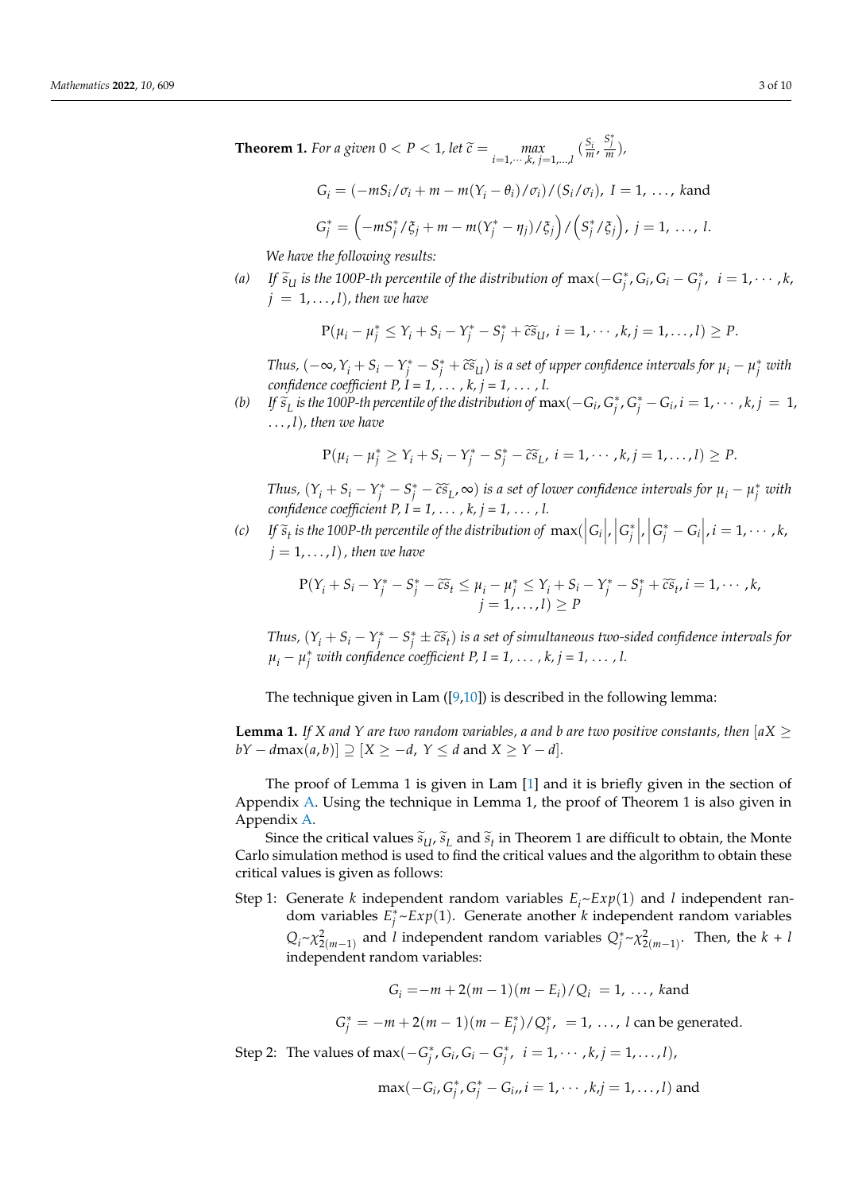**Theorem 1.** *For a given $0 < P < 1$, let $\widetilde{c} = \underset{i=1,\cdots,k,\ j=1,\ldots,l}{max} \left(\frac{S_i}{m}, \frac{S_j^*}{m}\right)$,*

$$G_i = (-mS_i/\sigma_i + m - m(Y_i - \theta_i)/\sigma_i)/(S_i/\sigma_i),\ I = 1,\ \ldots,\ k\text{and}$$

$$G_j^* = \left(-mS_j^*/\xi_j + m - m(Y_j^* - \eta_j)/\xi_j\right)/\left(S_j^*/\xi_j\right),\ j = 1,\ \ldots,\ l.$$

*We have the following results:*

*(a) If $\widetilde{s}_U$ is the 100P-th percentile of the distribution of $\max(-G_j^*, G_i, G_i - G_j^*,\ \ i = 1, \cdots, k,$ $j\ =\ 1, \ldots, l)$, then we have*

$$\mathrm{P}(\mu_i - \mu_j^* \le Y_i + S_i - Y_j^* - S_j^* + \widetilde{c}\widetilde{s}_U,\ i = 1, \cdots, k, j = 1, \ldots, l) \ge P.$$

*Thus, $(-\infty, Y_i + S_i - Y_j^* - S_j^* + \widetilde{c}\widetilde{s}_U)$ is a set of upper confidence intervals for $\mu_i - \mu_j^*$ with confidence coefficient P, I = 1, ..., k, j = 1, ..., l.*

*(b) If $\widetilde{s}_L$ is the 100P-th percentile of the distribution of $\max(-G_i, G_j^*, G_j^* - G_i, i = 1, \cdots, k, j\ =\ 1,$ $\ldots, l)$, then we have*

$$\mathrm{P}(\mu_i - \mu_j^* \ge Y_i + S_i - Y_j^* - S_j^* - \widetilde{c}\widetilde{s}_L,\ i = 1, \cdots, k, j = 1, \ldots, l) \ge P.$$

*Thus, $(Y_i + S_i - Y_j^* - S_j^* - \widetilde{c}\widetilde{s}_L, \infty)$ is a set of lower confidence intervals for $\mu_i - \mu_j^*$ with confidence coefficient P, I = 1, ..., k, j = 1, ..., l.*

*(c) If $\widetilde{s}_t$ is the 100P-th percentile of the distribution of $\max(\left|G_i\right|, \left|G_j^*\right|, \left|G_j^* - G_i\right|, i = 1, \cdots, k,$ $j = 1, \ldots, l)$, then we have*

$$\mathrm{P}(Y_i + S_i - Y_j^* - S_j^* - \widetilde{c}\widetilde{s}_t \le \mu_i - \mu_j^* \le Y_i + S_i - Y_j^* - S_j^* + \widetilde{c}\widetilde{s}_t, i = 1, \cdots, k, j = 1, \ldots, l) \ge P$$

*Thus, $(Y_i + S_i - Y_j^* - S_j^* \pm \widetilde{c}\widetilde{s}_t)$ is a set of simultaneous two-sided confidence intervals for $\mu_i - \mu_j^*$ with confidence coefficient P, I = 1, ..., k, j = 1, ..., l.*

The technique given in Lam ([9,10]) is described in the following lemma:

**Lemma 1.** *If X and Y are two random variables, a and b are two positive constants, then $[aX \ge bY - d\max(a, b)] \supseteq [X \ge -d,\ Y \le d$ and $X \ge Y - d]$.*

The proof of Lemma 1 is given in Lam [1] and it is briefly given in the section of Appendix A. Using the technique in Lemma 1, the proof of Theorem 1 is also given in Appendix A.

Since the critical values $\widetilde{s}_U$, $\widetilde{s}_L$ and $\widetilde{s}_t$ in Theorem 1 are difficult to obtain, the Monte Carlo simulation method is used to find the critical values and the algorithm to obtain these critical values is given as follows:

Step 1: Generate $k$ independent random variables $E_i \sim Exp(1)$ and $l$ independent random variables $E_j^* \sim Exp(1)$. Generate another $k$ independent random variables $Q_i \sim \chi^2_{2(m-1)}$ and $l$ independent random variables $Q_j^* \sim \chi^2_{2(m-1)}$. Then, the $k$ + $l$ independent random variables:

$$G_i = -m + 2(m-1)(m - E_i)/Q_i\ = 1,\ \ldots,\ k\text{and}$$

$$G_j^* = -m + 2(m-1)(m - E_j^*)/Q_j^*,\ = 1,\ \ldots,\ l\text{ can be generated.}$$

Step 2: The values of $\max(-G_j^*, G_i, G_i - G_j^*,\ \ i = 1, \cdots, k, j = 1, \ldots, l)$,

$$\max(-G_i, G_j^*, G_j^* - G_i, i = 1, \cdots, k, j = 1, \ldots, l)\text{ and}$$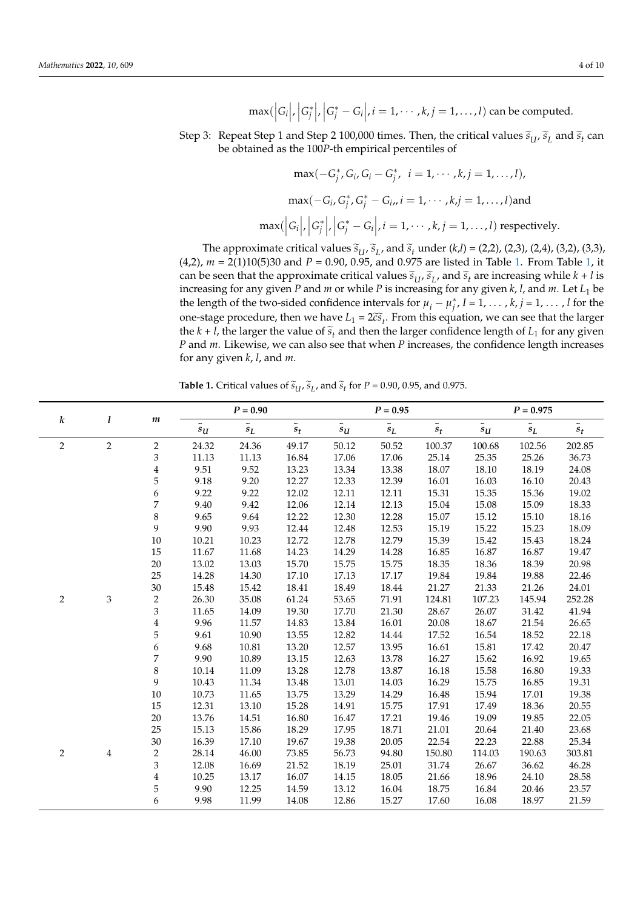$\max(\left|G_i\right|, \left|G_j^*\right|, \left|G_j^* - G_i\right|, i = 1, \cdots, k, j = 1, \ldots, l)$ can be computed.

Step 3: Repeat Step 1 and Step 2 100,000 times. Then, the critical values $\widetilde{s}_U$, $\widetilde{s}_L$ and $\widetilde{s}_t$ can be obtained as the 100$P$-th empirical percentiles of

$$\max(-G_j^*, G_i, G_i - G_j^*, \ \ i = 1, \cdots, k, j = 1, \ldots, l),$$

$$\max(-G_i, G_j^*, G_j^* - G_{i,}, i = 1, \cdots, k, j = 1, \ldots, l) \text{and}$$

$$\max(\left|G_i\right|, \left|G_j^*\right|, \left|G_j^* - G_i\right|, i = 1, \cdots, k, j = 1, \ldots, l) \text{ respectively.}$$

The approximate critical values $\widetilde{s}_U$, $\widetilde{s}_L$, and $\widetilde{s}_t$ under $(k,l)$ = (2,2), (2,3), (2,4), (3,2), (3,3), (4,2), $m$ = 2(1)10(5)30 and $P$ = 0.90, 0.95, and 0.975 are listed in Table 1. From Table 1, it can be seen that the approximate critical values $\widetilde{s}_U$, $\widetilde{s}_L$, and $\widetilde{s}_t$ are increasing while $k + l$ is increasing for any given $P$ and $m$ or while $P$ is increasing for any given $k$, $l$, and $m$. Let $L_1$ be the length of the two-sided confidence intervals for $\mu_i - \mu_j^*$, $I = 1, \ldots, k$, $j = 1, \ldots, l$ for the one-stage procedure, then we have $L_1 = 2\widetilde{c}\widetilde{s}_t$. From this equation, we can see that the larger the $k + l$, the larger the value of $\widetilde{s}_t$ and then the larger confidence length of $L_1$ for any given $P$ and $m$. Likewise, we can also see that when $P$ increases, the confidence length increases for any given $k$, $l$, and $m$.

**Table 1.** Critical values of $\widetilde{s}_U$, $\widetilde{s}_L$, and $\widetilde{s}_t$ for $P$ = 0.90, 0.95, and 0.975.

| $k$ | $l$ | $m$ | $P = 0.90$ | | | $P = 0.95$ | | | $P = 0.975$ | | |
|---|---|---|---|---|---|---|---|---|---|---|---|
| | | | $\widetilde{s}_U$ | $\widetilde{s}_L$ | $\widetilde{s}_t$ | $\widetilde{s}_U$ | $\widetilde{s}_L$ | $\widetilde{s}_t$ | $\widetilde{s}_U$ | $\widetilde{s}_L$ | $\widetilde{s}_t$ |
| 2 | 2 | 2 | 24.32 | 24.36 | 49.17 | 50.12 | 50.52 | 100.37 | 100.68 | 102.56 | 202.85 |
| | | 3 | 11.13 | 11.13 | 16.84 | 17.06 | 17.06 | 25.14 | 25.35 | 25.26 | 36.73 |
| | | 4 | 9.51 | 9.52 | 13.23 | 13.34 | 13.38 | 18.07 | 18.10 | 18.19 | 24.08 |
| | | 5 | 9.18 | 9.20 | 12.27 | 12.33 | 12.39 | 16.01 | 16.03 | 16.10 | 20.43 |
| | | 6 | 9.22 | 9.22 | 12.02 | 12.11 | 12.11 | 15.31 | 15.35 | 15.36 | 19.02 |
| | | 7 | 9.40 | 9.42 | 12.06 | 12.14 | 12.13 | 15.04 | 15.08 | 15.09 | 18.33 |
| | | 8 | 9.65 | 9.64 | 12.22 | 12.30 | 12.28 | 15.07 | 15.12 | 15.10 | 18.16 |
| | | 9 | 9.90 | 9.93 | 12.44 | 12.48 | 12.53 | 15.19 | 15.22 | 15.23 | 18.09 |
| | | 10 | 10.21 | 10.23 | 12.72 | 12.78 | 12.79 | 15.39 | 15.42 | 15.43 | 18.24 |
| | | 15 | 11.67 | 11.68 | 14.23 | 14.29 | 14.28 | 16.85 | 16.87 | 16.87 | 19.47 |
| | | 20 | 13.02 | 13.03 | 15.70 | 15.75 | 15.75 | 18.35 | 18.36 | 18.39 | 20.98 |
| | | 25 | 14.28 | 14.30 | 17.10 | 17.13 | 17.17 | 19.84 | 19.84 | 19.88 | 22.46 |
| | | 30 | 15.48 | 15.42 | 18.41 | 18.49 | 18.44 | 21.27 | 21.33 | 21.26 | 24.01 |
| 2 | 3 | 2 | 26.30 | 35.08 | 61.24 | 53.65 | 71.91 | 124.81 | 107.23 | 145.94 | 252.28 |
| | | 3 | 11.65 | 14.09 | 19.30 | 17.70 | 21.30 | 28.67 | 26.07 | 31.42 | 41.94 |
| | | 4 | 9.96 | 11.57 | 14.83 | 13.84 | 16.01 | 20.08 | 18.67 | 21.54 | 26.65 |
| | | 5 | 9.61 | 10.90 | 13.55 | 12.82 | 14.44 | 17.52 | 16.54 | 18.52 | 22.18 |
| | | 6 | 9.68 | 10.81 | 13.20 | 12.57 | 13.95 | 16.61 | 15.81 | 17.42 | 20.47 |
| | | 7 | 9.90 | 10.89 | 13.15 | 12.63 | 13.78 | 16.27 | 15.62 | 16.92 | 19.65 |
| | | 8 | 10.14 | 11.09 | 13.28 | 12.78 | 13.87 | 16.18 | 15.58 | 16.80 | 19.33 |
| | | 9 | 10.43 | 11.34 | 13.48 | 13.01 | 14.03 | 16.29 | 15.75 | 16.85 | 19.31 |
| | | 10 | 10.73 | 11.65 | 13.75 | 13.29 | 14.29 | 16.48 | 15.94 | 17.01 | 19.38 |
| | | 15 | 12.31 | 13.10 | 15.28 | 14.91 | 15.75 | 17.91 | 17.49 | 18.36 | 20.55 |
| | | 20 | 13.76 | 14.51 | 16.80 | 16.47 | 17.21 | 19.46 | 19.09 | 19.85 | 22.05 |
| | | 25 | 15.13 | 15.86 | 18.29 | 17.95 | 18.71 | 21.01 | 20.64 | 21.40 | 23.68 |
| | | 30 | 16.39 | 17.10 | 19.67 | 19.38 | 20.05 | 22.54 | 22.23 | 22.88 | 25.34 |
| 2 | 4 | 2 | 28.14 | 46.00 | 73.85 | 56.73 | 94.80 | 150.80 | 114.03 | 190.63 | 303.81 |
| | | 3 | 12.08 | 16.69 | 21.52 | 18.19 | 25.01 | 31.74 | 26.67 | 36.62 | 46.28 |
| | | 4 | 10.25 | 13.17 | 16.07 | 14.15 | 18.05 | 21.66 | 18.96 | 24.10 | 28.58 |
| | | 5 | 9.90 | 12.25 | 14.59 | 13.12 | 16.04 | 18.75 | 16.84 | 20.46 | 23.57 |
| | | 6 | 9.98 | 11.99 | 14.08 | 12.86 | 15.27 | 17.60 | 16.08 | 18.97 | 21.59 |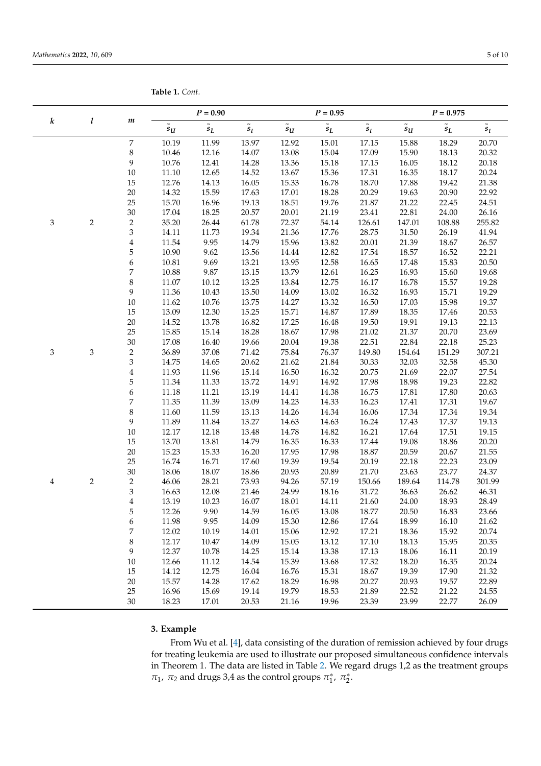**Table 1.** *Cont.*

| $k$ | $l$ | $m$ | $P = 0.90$ | | | $P = 0.95$ | | | $P = 0.975$ | | |
|---|---|---|---|---|---|---|---|---|---|---|---|
| | | | $\tilde{s}_U$ | $\tilde{s}_L$ | $\tilde{s}_t$ | $\tilde{s}_U$ | $\tilde{s}_L$ | $\tilde{s}_t$ | $\tilde{s}_U$ | $\tilde{s}_L$ | $\tilde{s}_t$ |
| | | 7 | 10.19 | 11.99 | 13.97 | 12.92 | 15.01 | 17.15 | 15.88 | 18.29 | 20.70 |
| | | 8 | 10.46 | 12.16 | 14.07 | 13.08 | 15.04 | 17.09 | 15.90 | 18.13 | 20.32 |
| | | 9 | 10.76 | 12.41 | 14.28 | 13.36 | 15.18 | 17.15 | 16.05 | 18.12 | 20.18 |
| | | 10 | 11.10 | 12.65 | 14.52 | 13.67 | 15.36 | 17.31 | 16.35 | 18.17 | 20.24 |
| | | 15 | 12.76 | 14.13 | 16.05 | 15.33 | 16.78 | 18.70 | 17.88 | 19.42 | 21.38 |
| | | 20 | 14.32 | 15.59 | 17.63 | 17.01 | 18.28 | 20.29 | 19.63 | 20.90 | 22.92 |
| | | 25 | 15.70 | 16.96 | 19.13 | 18.51 | 19.76 | 21.87 | 21.22 | 22.45 | 24.51 |
| | | 30 | 17.04 | 18.25 | 20.57 | 20.01 | 21.19 | 23.41 | 22.81 | 24.00 | 26.16 |
| 3 | 2 | 2 | 35.20 | 26.44 | 61.78 | 72.37 | 54.14 | 126.61 | 147.01 | 108.88 | 255.82 |
| | | 3 | 14.11 | 11.73 | 19.34 | 21.36 | 17.76 | 28.75 | 31.50 | 26.19 | 41.94 |
| | | 4 | 11.54 | 9.95 | 14.79 | 15.96 | 13.82 | 20.01 | 21.39 | 18.67 | 26.57 |
| | | 5 | 10.90 | 9.62 | 13.56 | 14.44 | 12.82 | 17.54 | 18.57 | 16.52 | 22.21 |
| | | 6 | 10.81 | 9.69 | 13.21 | 13.95 | 12.58 | 16.65 | 17.48 | 15.83 | 20.50 |
| | | 7 | 10.88 | 9.87 | 13.15 | 13.79 | 12.61 | 16.25 | 16.93 | 15.60 | 19.68 |
| | | 8 | 11.07 | 10.12 | 13.25 | 13.84 | 12.75 | 16.17 | 16.78 | 15.57 | 19.28 |
| | | 9 | 11.36 | 10.43 | 13.50 | 14.09 | 13.02 | 16.32 | 16.93 | 15.71 | 19.29 |
| | | 10 | 11.62 | 10.76 | 13.75 | 14.27 | 13.32 | 16.50 | 17.03 | 15.98 | 19.37 |
| | | 15 | 13.09 | 12.30 | 15.25 | 15.71 | 14.87 | 17.89 | 18.35 | 17.46 | 20.53 |
| | | 20 | 14.52 | 13.78 | 16.82 | 17.25 | 16.48 | 19.50 | 19.91 | 19.13 | 22.13 |
| | | 25 | 15.85 | 15.14 | 18.28 | 18.67 | 17.98 | 21.02 | 21.37 | 20.70 | 23.69 |
| | | 30 | 17.08 | 16.40 | 19.66 | 20.04 | 19.38 | 22.51 | 22.84 | 22.18 | 25.23 |
| 3 | 3 | 2 | 36.89 | 37.08 | 71.42 | 75.84 | 76.37 | 149.80 | 154.64 | 151.29 | 307.21 |
| | | 3 | 14.75 | 14.65 | 20.62 | 21.62 | 21.84 | 30.33 | 32.03 | 32.58 | 45.30 |
| | | 4 | 11.93 | 11.96 | 15.14 | 16.50 | 16.32 | 20.75 | 21.69 | 22.07 | 27.54 |
| | | 5 | 11.34 | 11.33 | 13.72 | 14.91 | 14.92 | 17.98 | 18.98 | 19.23 | 22.82 |
| | | 6 | 11.18 | 11.21 | 13.19 | 14.41 | 14.38 | 16.75 | 17.81 | 17.80 | 20.63 |
| | | 7 | 11.35 | 11.39 | 13.09 | 14.23 | 14.33 | 16.23 | 17.41 | 17.31 | 19.67 |
| | | 8 | 11.60 | 11.59 | 13.13 | 14.26 | 14.34 | 16.06 | 17.34 | 17.34 | 19.34 |
| | | 9 | 11.89 | 11.84 | 13.27 | 14.63 | 14.63 | 16.24 | 17.43 | 17.37 | 19.13 |
| | | 10 | 12.17 | 12.18 | 13.48 | 14.78 | 14.82 | 16.21 | 17.64 | 17.51 | 19.15 |
| | | 15 | 13.70 | 13.81 | 14.79 | 16.35 | 16.33 | 17.44 | 19.08 | 18.86 | 20.20 |
| | | 20 | 15.23 | 15.33 | 16.20 | 17.95 | 17.98 | 18.87 | 20.59 | 20.67 | 21.55 |
| | | 25 | 16.74 | 16.71 | 17.60 | 19.39 | 19.54 | 20.19 | 22.18 | 22.23 | 23.09 |
| | | 30 | 18.06 | 18.07 | 18.86 | 20.93 | 20.89 | 21.70 | 23.63 | 23.77 | 24.37 |
| 4 | 2 | 2 | 46.06 | 28.21 | 73.93 | 94.26 | 57.19 | 150.66 | 189.64 | 114.78 | 301.99 |
| | | 3 | 16.63 | 12.08 | 21.46 | 24.99 | 18.16 | 31.72 | 36.63 | 26.62 | 46.31 |
| | | 4 | 13.19 | 10.23 | 16.07 | 18.01 | 14.11 | 21.60 | 24.00 | 18.93 | 28.49 |
| | | 5 | 12.26 | 9.90 | 14.59 | 16.05 | 13.08 | 18.77 | 20.50 | 16.83 | 23.66 |
| | | 6 | 11.98 | 9.95 | 14.09 | 15.30 | 12.86 | 17.64 | 18.99 | 16.10 | 21.62 |
| | | 7 | 12.02 | 10.19 | 14.01 | 15.06 | 12.92 | 17.21 | 18.36 | 15.92 | 20.74 |
| | | 8 | 12.17 | 10.47 | 14.09 | 15.05 | 13.12 | 17.10 | 18.13 | 15.95 | 20.35 |
| | | 9 | 12.37 | 10.78 | 14.25 | 15.14 | 13.38 | 17.13 | 18.06 | 16.11 | 20.19 |
| | | 10 | 12.66 | 11.12 | 14.54 | 15.39 | 13.68 | 17.32 | 18.20 | 16.35 | 20.24 |
| | | 15 | 14.12 | 12.75 | 16.04 | 16.76 | 15.31 | 18.67 | 19.39 | 17.90 | 21.32 |
| | | 20 | 15.57 | 14.28 | 17.62 | 18.29 | 16.98 | 20.27 | 20.93 | 19.57 | 22.89 |
| | | 25 | 16.96 | 15.69 | 19.14 | 19.79 | 18.53 | 21.89 | 22.52 | 21.22 | 24.55 |
| | | 30 | 18.23 | 17.01 | 20.53 | 21.16 | 19.96 | 23.39 | 23.99 | 22.77 | 26.09 |

## 3. Example

From Wu et al. [4], data consisting of the duration of remission achieved by four drugs for treating leukemia are used to illustrate our proposed simultaneous confidence intervals in Theorem 1. The data are listed in Table 2. We regard drugs 1,2 as the treatment groups $\pi_1$, $\pi_2$ and drugs 3,4 as the control groups $\pi_1^*$, $\pi_2^*$.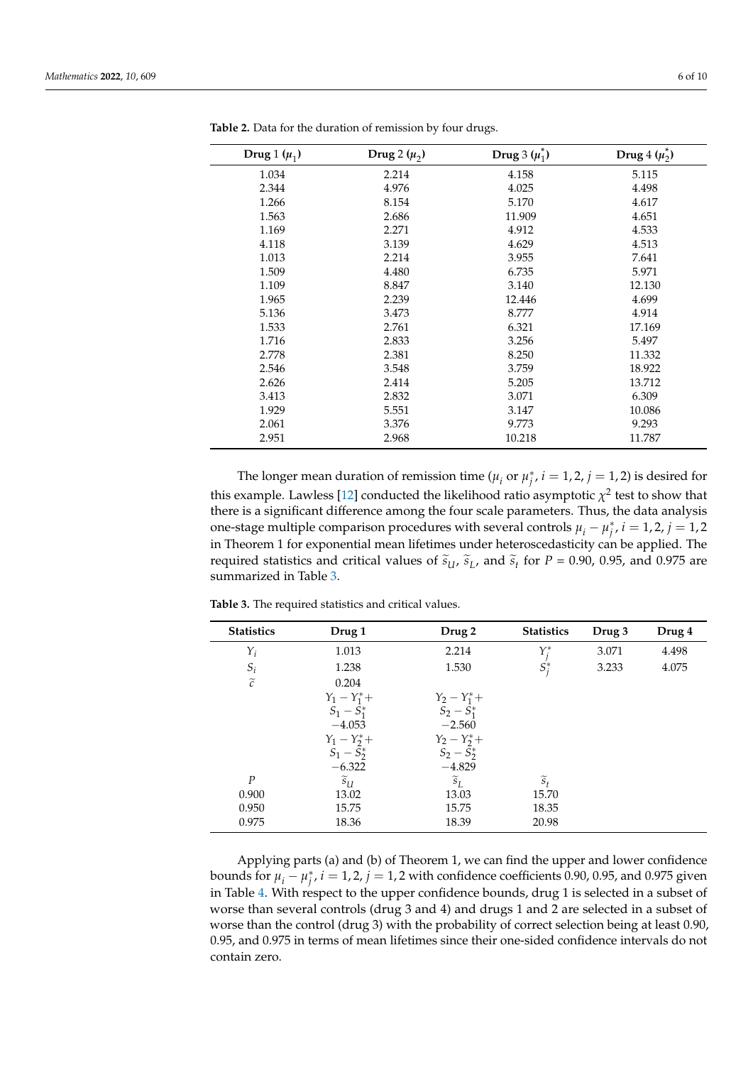**Table 2.** Data for the duration of remission by four drugs.

| Drug 1 ($\mu_1$) | Drug 2 ($\mu_2$) | Drug 3 ($\mu_1^*$) | Drug 4 ($\mu_2^*$) |
|---|---|---|---|
| 1.034 | 2.214 | 4.158 | 5.115 |
| 2.344 | 4.976 | 4.025 | 4.498 |
| 1.266 | 8.154 | 5.170 | 4.617 |
| 1.563 | 2.686 | 11.909 | 4.651 |
| 1.169 | 2.271 | 4.912 | 4.533 |
| 4.118 | 3.139 | 4.629 | 4.513 |
| 1.013 | 2.214 | 3.955 | 7.641 |
| 1.509 | 4.480 | 6.735 | 5.971 |
| 1.109 | 8.847 | 3.140 | 12.130 |
| 1.965 | 2.239 | 12.446 | 4.699 |
| 5.136 | 3.473 | 8.777 | 4.914 |
| 1.533 | 2.761 | 6.321 | 17.169 |
| 1.716 | 2.833 | 3.256 | 5.497 |
| 2.778 | 2.381 | 8.250 | 11.332 |
| 2.546 | 3.548 | 3.759 | 18.922 |
| 2.626 | 2.414 | 5.205 | 13.712 |
| 3.413 | 2.832 | 3.071 | 6.309 |
| 1.929 | 5.551 | 3.147 | 10.086 |
| 2.061 | 3.376 | 9.773 | 9.293 |
| 2.951 | 2.968 | 10.218 | 11.787 |

The longer mean duration of remission time ($\mu_i$ or $\mu_j^*$, $i = 1,2$, $j = 1,2$) is desired for this example. Lawless [12] conducted the likelihood ratio asymptotic $\chi^2$ test to show that there is a significant difference among the four scale parameters. Thus, the data analysis one-stage multiple comparison procedures with several controls $\mu_i - \mu_j^*$, $i = 1,2$, $j = 1,2$ in Theorem 1 for exponential mean lifetimes under heteroscedasticity can be applied. The required statistics and critical values of $\widetilde{s}_U$, $\widetilde{s}_L$, and $\widetilde{s}_t$ for $P$ = 0.90, 0.95, and 0.975 are summarized in Table 3.

**Table 3.** The required statistics and critical values.

| Statistics | Drug 1 | Drug 2 | Statistics | Drug 3 | Drug 4 |
|---|---|---|---|---|---|
| $Y_i$ | 1.013 | 2.214 | $Y_j^*$ | 3.071 | 4.498 |
| $S_i$ | 1.238 | 1.530 | $S_j^*$ | 3.233 | 4.075 |
| $\widetilde{c}$ | 0.204 | | | | |
| | $Y_1 - Y_1^* + S_1 - S_1^*$ | $Y_2 - Y_1^* + S_2 - S_1^*$ | | | |
| | −4.053 | −2.560 | | | |
| | $Y_1 - Y_2^* + S_1 - S_2^*$ | $Y_2 - Y_2^* + S_2 - S_2^*$ | | | |
| | −6.322 | −4.829 | | | |
| $P$ | $\widetilde{s}_U$ | $\widetilde{s}_L$ | $\widetilde{s}_t$ | | |
| 0.900 | 13.02 | 13.03 | 15.70 | | |
| 0.950 | 15.75 | 15.75 | 18.35 | | |
| 0.975 | 18.36 | 18.39 | 20.98 | | |

Applying parts (a) and (b) of Theorem 1, we can find the upper and lower confidence bounds for $\mu_i - \mu_j^*$, $i = 1,2$, $j = 1,2$ with confidence coefficients 0.90, 0.95, and 0.975 given in Table 4. With respect to the upper confidence bounds, drug 1 is selected in a subset of worse than several controls (drug 3 and 4) and drugs 1 and 2 are selected in a subset of worse than the control (drug 3) with the probability of correct selection being at least 0.90, 0.95, and 0.975 in terms of mean lifetimes since their one-sided confidence intervals do not contain zero.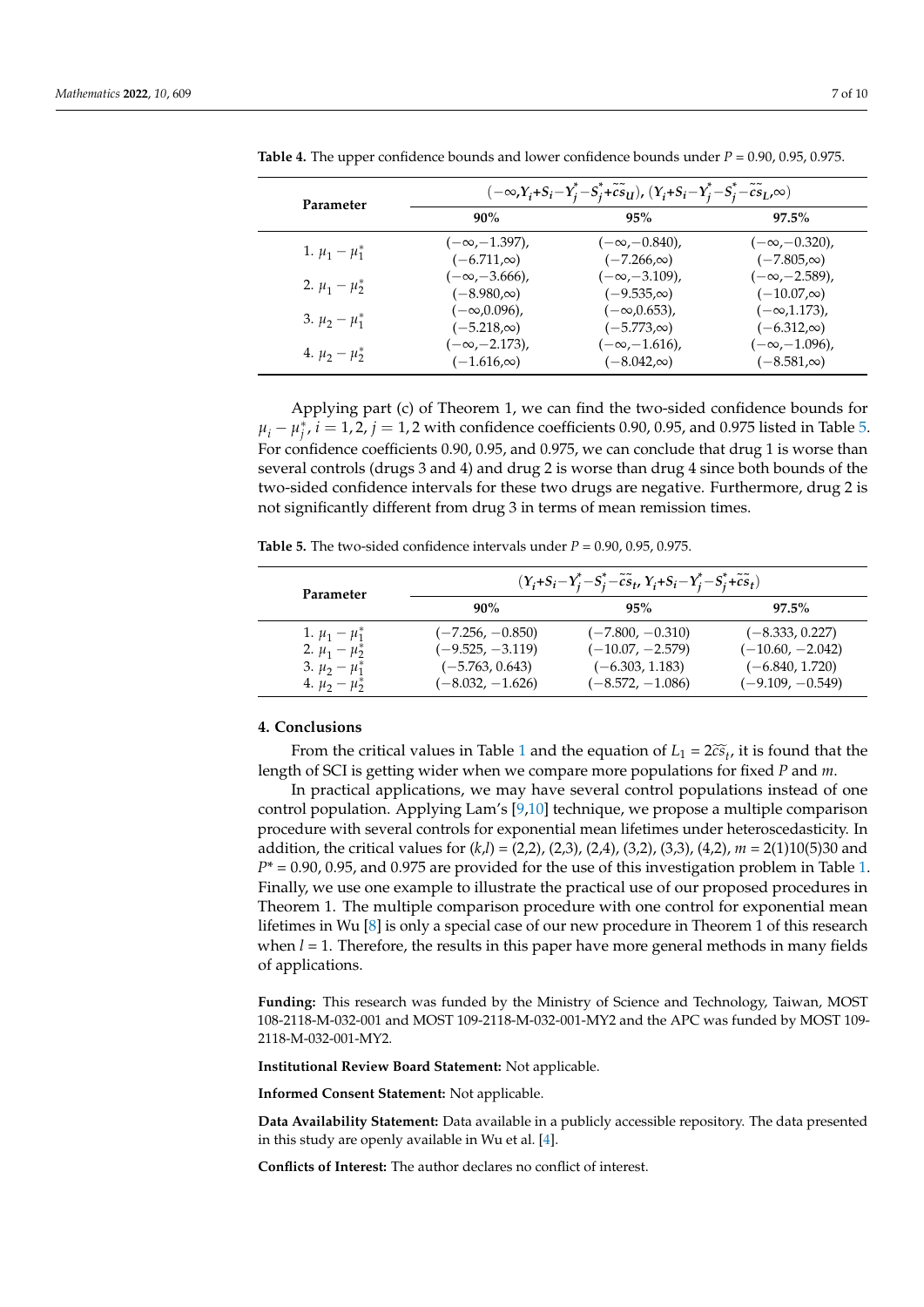**Table 4.** The upper confidence bounds and lower confidence bounds under $P$ = 0.90, 0.95, 0.975.

| Parameter | $(-\infty, Y_i+S_i-Y_j^*-S_j^*+\tilde{c}\tilde{s}_U)$, $(Y_i+S_i-Y_j^*-S_j^*-\tilde{c}\tilde{s}_L, \infty)$ | | |
|---|---|---|---|
| | **90%** | **95%** | **97.5%** |
| 1. $\mu_1 - \mu_1^*$ | $(-\infty, -1.397)$, $(-6.711, \infty)$ | $(-\infty, -0.840)$, $(-7.266, \infty)$ | $(-\infty, -0.320)$, $(-7.805, \infty)$ |
| 2. $\mu_1 - \mu_2^*$ | $(-\infty, -3.666)$, $(-8.980, \infty)$ | $(-\infty, -3.109)$, $(-9.535, \infty)$ | $(-\infty, -2.589)$, $(-10.07, \infty)$ |
| 3. $\mu_2 - \mu_1^*$ | $(-\infty, 0.096)$, $(-5.218, \infty)$ | $(-\infty, 0.653)$, $(-5.773, \infty)$ | $(-\infty, 1.173)$, $(-6.312, \infty)$ |
| 4. $\mu_2 - \mu_2^*$ | $(-\infty, -2.173)$, $(-1.616, \infty)$ | $(-\infty, -1.616)$, $(-8.042, \infty)$ | $(-\infty, -1.096)$, $(-8.581, \infty)$ |

Applying part (c) of Theorem 1, we can find the two-sided confidence bounds for $\mu_i - \mu_j^*$, $i = 1, 2$, $j = 1, 2$ with confidence coefficients 0.90, 0.95, and 0.975 listed in Table 5. For confidence coefficients 0.90, 0.95, and 0.975, we can conclude that drug 1 is worse than several controls (drugs 3 and 4) and drug 2 is worse than drug 4 since both bounds of the two-sided confidence intervals for these two drugs are negative. Furthermore, drug 2 is not significantly different from drug 3 in terms of mean remission times.

**Table 5.** The two-sided confidence intervals under $P$ = 0.90, 0.95, 0.975.

| Parameter | $(Y_i+S_i-Y_j^*-S_j^*-\tilde{c}\tilde{s}_t,\ Y_i+S_i-Y_j^*-S_j^*+\tilde{c}\tilde{s}_t)$ | | |
|---|---|---|---|
| | **90%** | **95%** | **97.5%** |
| 1. $\mu_1 - \mu_1^*$ | $(-7.256, -0.850)$ | $(-7.800, -0.310)$ | $(-8.333, 0.227)$ |
| 2. $\mu_1 - \mu_2^*$ | $(-9.525, -3.119)$ | $(-10.07, -2.579)$ | $(-10.60, -2.042)$ |
| 3. $\mu_2 - \mu_1^*$ | $(-5.763, 0.643)$ | $(-6.303, 1.183)$ | $(-6.840, 1.720)$ |
| 4. $\mu_2 - \mu_2^*$ | $(-8.032, -1.626)$ | $(-8.572, -1.086)$ | $(-9.109, -0.549)$ |

## 4. Conclusions

From the critical values in Table 1 and the equation of $L_1 = 2\tilde{c}\tilde{s}_t$, it is found that the length of SCI is getting wider when we compare more populations for fixed $P$ and $m$.

In practical applications, we may have several control populations instead of one control population. Applying Lam's [9,10] technique, we propose a multiple comparison procedure with several controls for exponential mean lifetimes under heteroscedasticity. In addition, the critical values for $(k,l)$ = (2,2), (2,3), (2,4), (3,2), (3,3), (4,2), $m$ = 2(1)10(5)30 and $P^*$ = 0.90, 0.95, and 0.975 are provided for the use of this investigation problem in Table 1. Finally, we use one example to illustrate the practical use of our proposed procedures in Theorem 1. The multiple comparison procedure with one control for exponential mean lifetimes in Wu [8] is only a special case of our new procedure in Theorem 1 of this research when $l = 1$. Therefore, the results in this paper have more general methods in many fields of applications.

**Funding:** This research was funded by the Ministry of Science and Technology, Taiwan, MOST 108-2118-M-032-001 and MOST 109-2118-M-032-001-MY2 and the APC was funded by MOST 109-2118-M-032-001-MY2.

**Institutional Review Board Statement:** Not applicable.

**Informed Consent Statement:** Not applicable.

**Data Availability Statement:** Data available in a publicly accessible repository. The data presented in this study are openly available in Wu et al. [4].

**Conflicts of Interest:** The author declares no conflict of interest.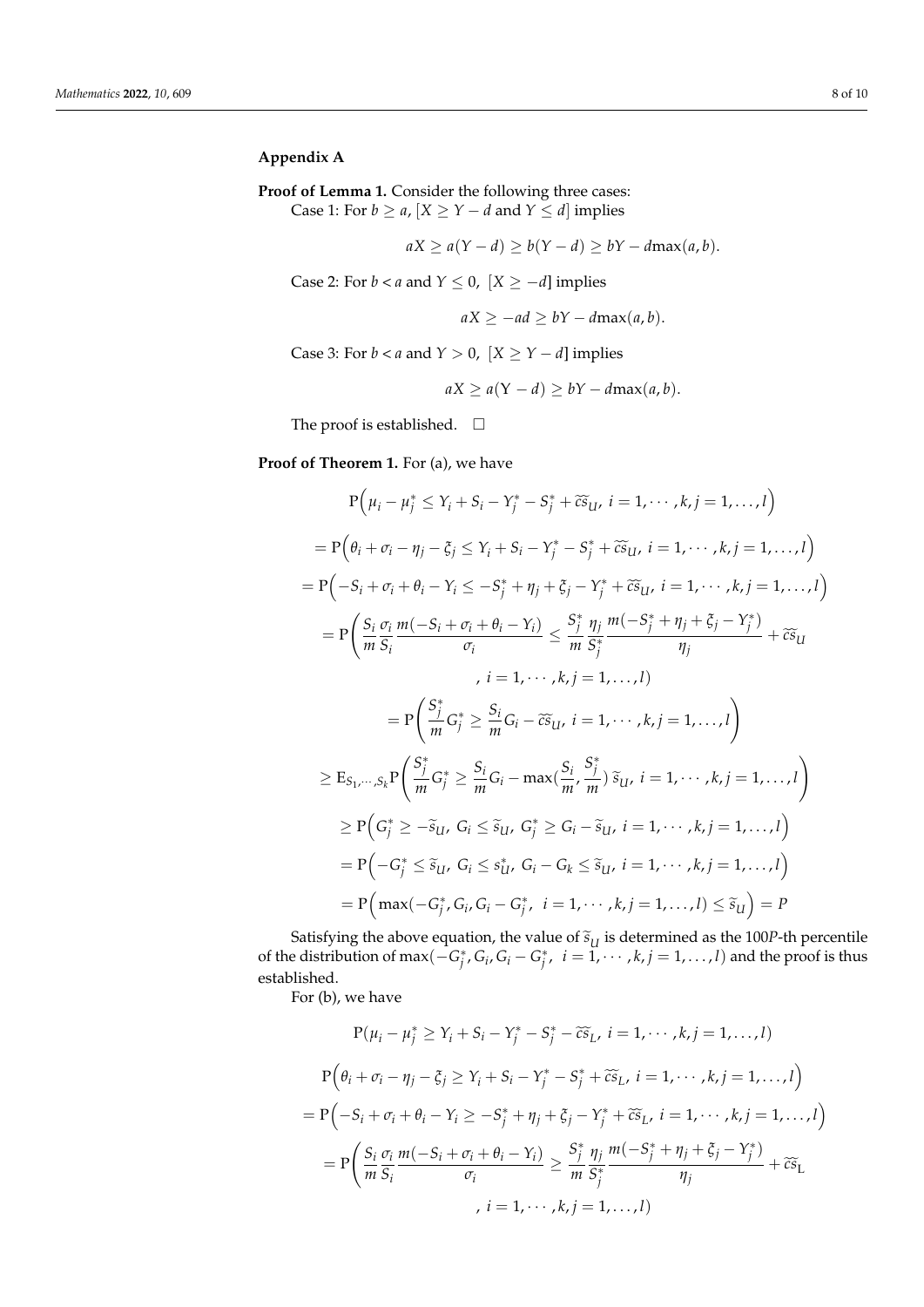## Appendix A

**Proof of Lemma 1.** Consider the following three cases:

Case 1: For $b \geq a$, $[X \geq Y - d$ and $Y \leq d]$ implies

$$aX \geq a(Y-d) \geq b(Y-d) \geq bY - d\max(a,b).$$

Case 2: For $b < a$ and $Y \leq 0$, $[X \geq -d]$ implies

$$aX \geq -ad \geq bY - d\max(a,b).$$

Case 3: For $b < a$ and $Y > 0$, $[X \geq Y - d]$ implies

$$aX \geq a(Y-d) \geq bY - d\max(a,b).$$

The proof is established. $\square$

**Proof of Theorem 1.** For (a), we have

$$\begin{aligned}
&\mathrm{P}\Big(\mu_i - \mu_j^* \leq Y_i + S_i - Y_j^* - S_j^* + \widetilde{c}s_U,\ i=1,\cdots,k, j=1,\ldots,l\Big) \\
&= \mathrm{P}\Big(\theta_i + \sigma_i - \eta_j - \xi_j \leq Y_i + S_i - Y_j^* - S_j^* + \widetilde{c}s_U,\ i=1,\cdots,k, j=1,\ldots,l\Big) \\
&= \mathrm{P}\Big(-S_i + \sigma_i + \theta_i - Y_i \leq -S_j^* + \eta_j + \xi_j - Y_j^* + \widetilde{c}s_U,\ i=1,\cdots,k, j=1,\ldots,l\Big) \\
&= \mathrm{P}\Bigg(\frac{S_i}{m}\frac{\sigma_i}{S_i}\frac{m(-S_i+\sigma_i+\theta_i-Y_i)}{\sigma_i} \leq \frac{S_j^*}{m}\frac{\eta_j}{S_j^*}\frac{m(-S_j^*+\eta_j+\xi_j-Y_j^*)}{\eta_j} + \widetilde{c}s_U \\
&\qquad ,\ i=1,\cdots,k, j=1,\ldots,l\Bigg) \\
&= \mathrm{P}\left(\frac{S_j^*}{m}G_j^* \geq \frac{S_i}{m}G_i - \widetilde{c}s_U,\ i=1,\cdots,k, j=1,\ldots,l\right) \\
&\geq \mathrm{E}_{S_1,\cdots,S_k}\mathrm{P}\left(\frac{S_j^*}{m}G_j^* \geq \frac{S_i}{m}G_i - \max\Big(\frac{S_i}{m},\frac{S_j^*}{m}\Big)\,\widetilde{s}_U,\ i=1,\cdots,k, j=1,\ldots,l\right) \\
&\geq \mathrm{P}\Big(G_j^* \geq -\widetilde{s}_U,\ G_i \leq \widetilde{s}_U,\ G_j^* \geq G_i - \widetilde{s}_U,\ i=1,\cdots,k, j=1,\ldots,l\Big) \\
&= \mathrm{P}\Big(-G_j^* \leq \widetilde{s}_U,\ G_i \leq s_U^*,\ G_i - G_k \leq \widetilde{s}_U,\ i=1,\cdots,k, j=1,\ldots,l\Big) \\
&= \mathrm{P}\Big(\max(-G_j^*, G_i, G_i - G_j^*,\ \ i=1,\cdots,k, j=1,\ldots,l) \leq \widetilde{s}_U\Big) = P
\end{aligned}$$

Satisfying the above equation, the value of $\widetilde{s}_U$ is determined as the $100P$-th percentile of the distribution of $\max(-G_j^*, G_i, G_i - G_j^*,\ i=1,\cdots,k, j=1,\ldots,l)$ and the proof is thus established.

For (b), we have

$$\begin{aligned}
&\mathrm{P}(\mu_i - \mu_j^* \geq Y_i + S_i - Y_j^* - S_j^* - \widetilde{c}s_L,\ i=1,\cdots,k, j=1,\ldots,l) \\
&\mathrm{P}\Big(\theta_i + \sigma_i - \eta_j - \xi_j \geq Y_i + S_i - Y_j^* - S_j^* + \widetilde{c}s_L,\ i=1,\cdots,k, j=1,\ldots,l\Big) \\
&= \mathrm{P}\Big(-S_i + \sigma_i + \theta_i - Y_i \geq -S_j^* + \eta_j + \xi_j - Y_j^* + \widetilde{c}s_L,\ i=1,\cdots,k, j=1,\ldots,l\Big) \\
&= \mathrm{P}\Bigg(\frac{S_i}{m}\frac{\sigma_i}{S_i}\frac{m(-S_i+\sigma_i+\theta_i-Y_i)}{\sigma_i} \geq \frac{S_j^*}{m}\frac{\eta_j}{S_j^*}\frac{m(-S_j^*+\eta_j+\xi_j-Y_j^*)}{\eta_j} + \widetilde{c}s_L \\
&\qquad ,\ i=1,\cdots,k, j=1,\ldots,l\Bigg)
\end{aligned}$$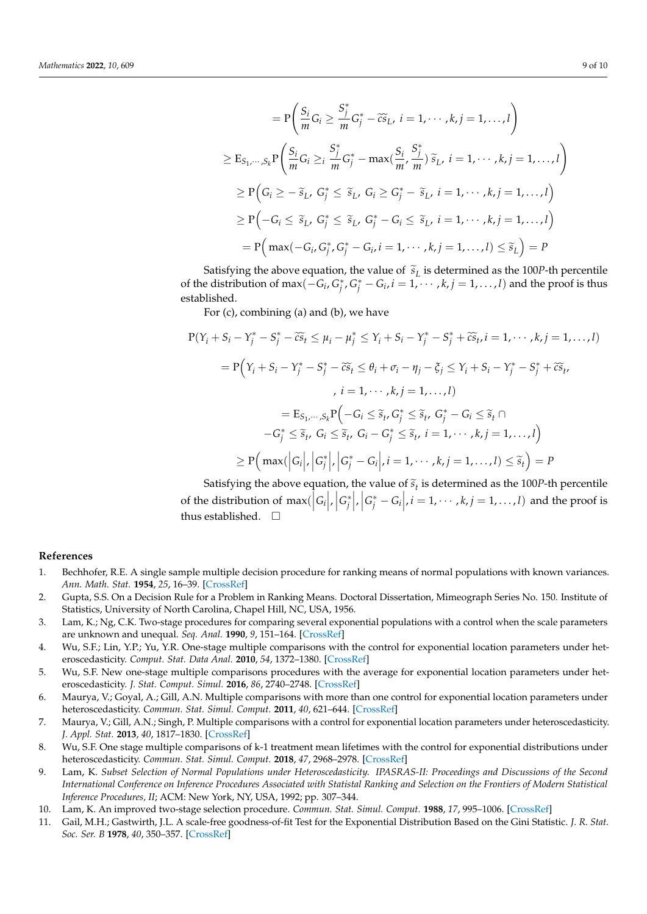$$= \mathrm{P}\left(\frac{S_i}{m}G_i \geq \frac{S_j^*}{m}G_j^* - \widetilde{c}\widetilde{s}_L,\ i = 1, \cdots, k, j = 1, \ldots, l\right)$$

$$\geq \mathrm{E}_{S_1,\cdots,S_k}\mathrm{P}\left(\frac{S_i}{m}G_i \geq_i \frac{S_j^*}{m}G_j^* - \max(\frac{S_i}{m}, \frac{S_j^*}{m})\ \widetilde{s}_L,\ i = 1, \cdots, k, j = 1, \ldots, l\right)$$

$$\geq \mathrm{P}\Big(G_i \geq -\ \widetilde{s}_L,\ G_j^* \leq\ \widetilde{s}_L,\ G_i \geq G_j^* -\ \widetilde{s}_L,\ i = 1, \cdots, k, j = 1, \ldots, l\Big)$$

$$\geq \mathrm{P}\Big(-G_i \leq\ \widetilde{s}_L,\ G_j^* \leq\ \widetilde{s}_L,\ G_j^* - G_i \leq\ \widetilde{s}_L,\ i = 1, \cdots, k, j = 1, \ldots, l\Big)$$

$$= \mathrm{P}\Big(\max(-G_i, G_j^*, G_j^* - G_i, i = 1, \cdots, k, j = 1, \ldots, l) \leq \widetilde{s}_L\Big) = P$$

Satisfying the above equation, the value of $\widetilde{s}_L$ is determined as the $100P$-th percentile of the distribution of $\max(-G_i, G_j^*, G_j^* - G_i, i = 1, \cdots, k, j = 1, \ldots, l)$ and the proof is thus established.

For (c), combining (a) and (b), we have

$$\mathrm{P}(Y_i + S_i - Y_j^* - S_j^* - \widetilde{c}\widetilde{s}_t \leq \mu_i - \mu_j^* \leq Y_i + S_i - Y_j^* - S_j^* + \widetilde{c}\widetilde{s}_t, i = 1, \cdots, k, j = 1, \ldots, l)$$

$$= \mathrm{P}\Big(Y_i + S_i - Y_j^* - S_j^* - \widetilde{c}\widetilde{s}_t \leq \theta_i + \sigma_i - \eta_j - \xi_j \leq Y_i + S_i - Y_j^* - S_j^* + \widetilde{c}\widetilde{s}_t,$$
$$,\ i = 1, \cdots, k, j = 1, \ldots, l)$$

$$= \mathrm{E}_{S_1,\cdots,S_k}\mathrm{P}\Big(-G_i \leq \widetilde{s}_t, G_j^* \leq \widetilde{s}_t,\ G_j^* - G_i \leq \widetilde{s}_t \cap$$
$$-G_j^* \leq \widetilde{s}_t,\ G_i \leq \widetilde{s}_t,\ G_i - G_j^* \leq \widetilde{s}_t,\ i = 1, \cdots, k, j = 1, \ldots, l\Big)$$

$$\geq \mathrm{P}\Big(\max(\Big|G_i\Big|, \Big|G_j^*\Big|, \Big|G_j^* - G_i\Big|, i = 1, \cdots, k, j = 1, \ldots, l) \leq \widetilde{s}_t\Big) = P$$

Satisfying the above equation, the value of $\widetilde{s}_t$ is determined as the $100P$-th percentile of the distribution of $\max(\Big|G_i\Big|, \Big|G_j^*\Big|, \Big|G_j^* - G_i\Big|, i = 1, \cdots, k, j = 1, \ldots, l)$ and the proof is thus established. $\square$

## References

1. Bechhofer, R.E. A single sample multiple decision procedure for ranking means of normal populations with known variances. *Ann. Math. Stat.* **1954**, *25*, 16–39. [CrossRef]
2. Gupta, S.S. On a Decision Rule for a Problem in Ranking Means. Doctoral Dissertation, Mimeograph Series No. 150. Institute of Statistics, University of North Carolina, Chapel Hill, NC, USA, 1956.
3. Lam, K.; Ng, C.K. Two-stage procedures for comparing several exponential populations with a control when the scale parameters are unknown and unequal. *Seq. Anal.* **1990**, *9*, 151–164. [CrossRef]
4. Wu, S.F.; Lin, Y.P.; Yu, Y.R. One-stage multiple comparisons with the control for exponential location parameters under heteroscedasticity. *Comput. Stat. Data Anal.* **2010**, *54*, 1372–1380. [CrossRef]
5. Wu, S.F. New one-stage multiple comparisons procedures with the average for exponential location parameters under heteroscedasticity. *J. Stat. Comput. Simul.* **2016**, *86*, 2740–2748. [CrossRef]
6. Maurya, V.; Goyal, A.; Gill, A.N. Multiple comparisons with more than one control for exponential location parameters under heteroscedasticity. *Commun. Stat. Simul. Comput.* **2011**, *40*, 621–644. [CrossRef]
7. Maurya, V.; Gill, A.N.; Singh, P. Multiple comparisons with a control for exponential location parameters under heteroscedasticity. *J. Appl. Stat.* **2013**, *40*, 1817–1830. [CrossRef]
8. Wu, S.F. One stage multiple comparisons of k-1 treatment mean lifetimes with the control for exponential distributions under heteroscedasticity. *Commun. Stat. Simul. Comput.* **2018**, *47*, 2968–2978. [CrossRef]
9. Lam, K. *Subset Selection of Normal Populations under Heteroscedasticity. IPASRAS-II: Proceedings and Discussions of the Second International Conference on Inference Procedures Associated with Statistal Ranking and Selection on the Frontiers of Modern Statistical Inference Procedures, II*; ACM: New York, NY, USA, 1992; pp. 307–344.
10. Lam, K. An improved two-stage selection procedure. *Commun. Stat. Simul. Comput.* **1988**, *17*, 995–1006. [CrossRef]
11. Gail, M.H.; Gastwirth, J.L. A scale-free goodness-of-fit Test for the Exponential Distribution Based on the Gini Statistic. *J. R. Stat. Soc. Ser. B* **1978**, *40*, 350–357. [CrossRef]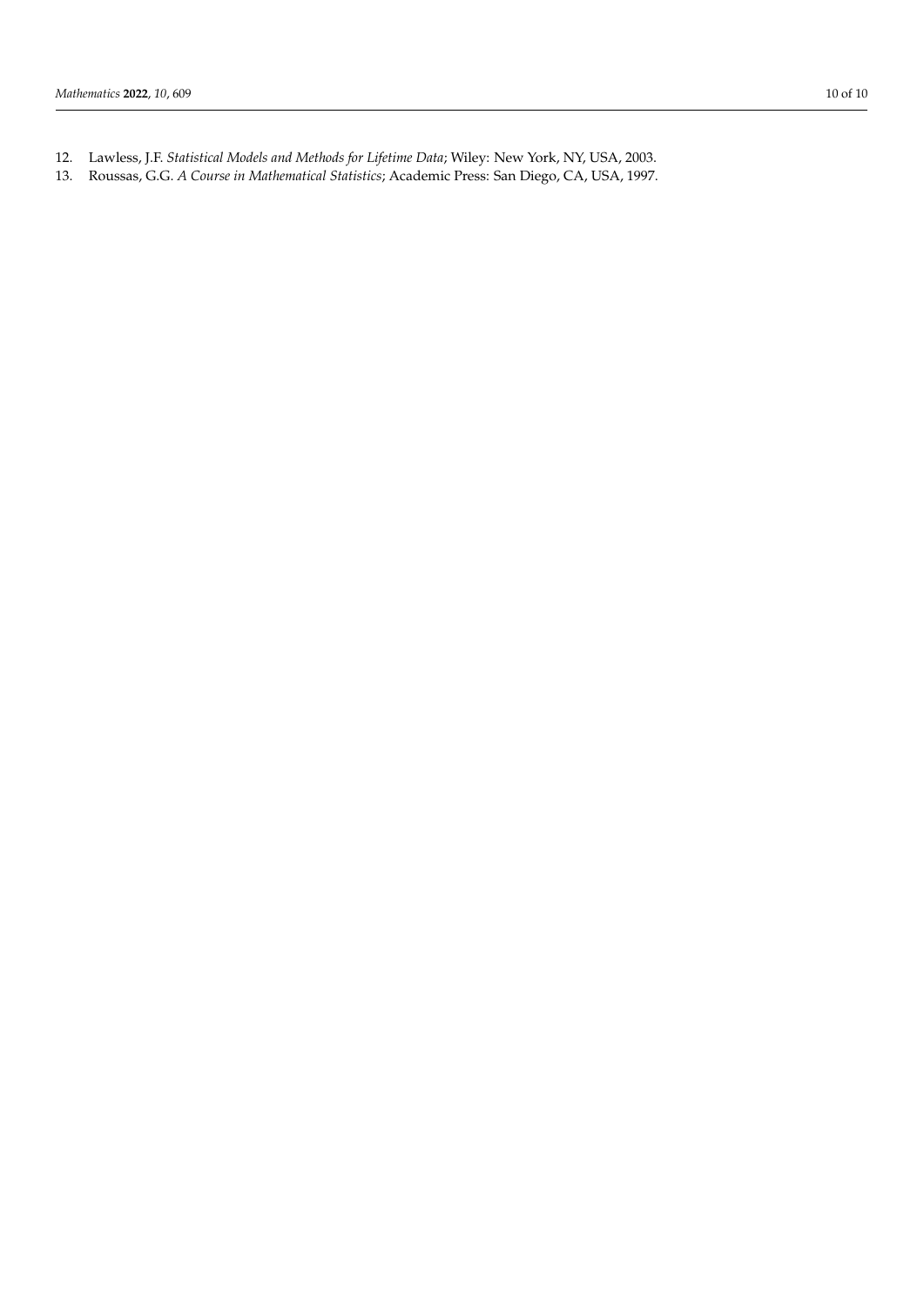12. Lawless, J.F. *Statistical Models and Methods for Lifetime Data*; Wiley: New York, NY, USA, 2003.
13. Roussas, G.G. *A Course in Mathematical Statistics*; Academic Press: San Diego, CA, USA, 1997.